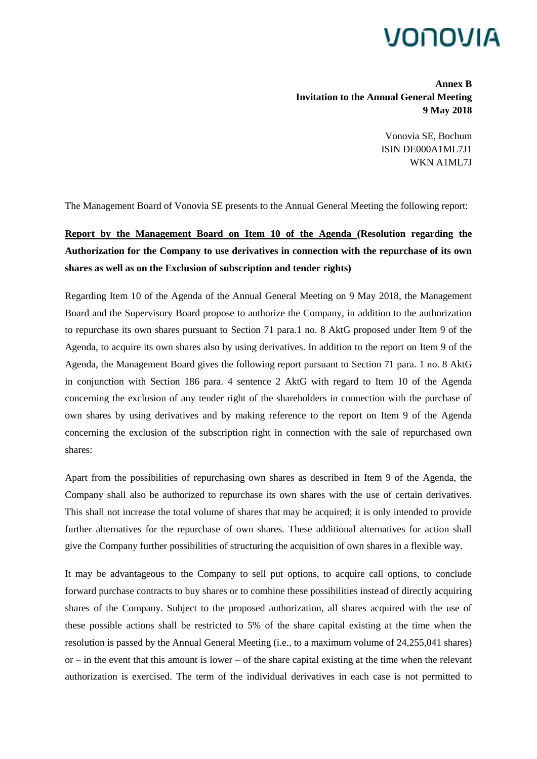**Annex B**
**Invitation to the Annual General Meeting**
**9 May 2018**

Vonovia SE, Bochum
ISIN DE000A1ML7J1
WKN A1ML7J

The Management Board of Vonovia SE presents to the Annual General Meeting the following report:

**Report by the Management Board on Item 10 of the Agenda (Resolution regarding the Authorization for the Company to use derivatives in connection with the repurchase of its own shares as well as on the Exclusion of subscription and tender rights)**

Regarding Item 10 of the Agenda of the Annual General Meeting on 9 May 2018, the Management Board and the Supervisory Board propose to authorize the Company, in addition to the authorization to repurchase its own shares pursuant to Section 71 para.1 no. 8 AktG proposed under Item 9 of the Agenda, to acquire its own shares also by using derivatives. In addition to the report on Item 9 of the Agenda, the Management Board gives the following report pursuant to Section 71 para. 1 no. 8 AktG in conjunction with Section 186 para. 4 sentence 2 AktG with regard to Item 10 of the Agenda concerning the exclusion of any tender right of the shareholders in connection with the purchase of own shares by using derivatives and by making reference to the report on Item 9 of the Agenda concerning the exclusion of the subscription right in connection with the sale of repurchased own shares:

Apart from the possibilities of repurchasing own shares as described in Item 9 of the Agenda, the Company shall also be authorized to repurchase its own shares with the use of certain derivatives. This shall not increase the total volume of shares that may be acquired; it is only intended to provide further alternatives for the repurchase of own shares. These additional alternatives for action shall give the Company further possibilities of structuring the acquisition of own shares in a flexible way.

It may be advantageous to the Company to sell put options, to acquire call options, to conclude forward purchase contracts to buy shares or to combine these possibilities instead of directly acquiring shares of the Company. Subject to the proposed authorization, all shares acquired with the use of these possible actions shall be restricted to 5% of the share capital existing at the time when the resolution is passed by the Annual General Meeting (i.e., to a maximum volume of 24,255,041 shares) or – in the event that this amount is lower – of the share capital existing at the time when the relevant authorization is exercised. The term of the individual derivatives in each case is not permitted to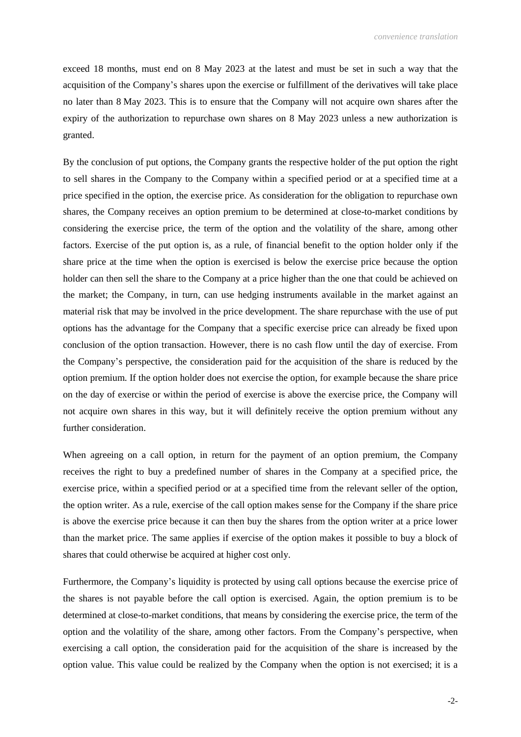exceed 18 months, must end on 8 May 2023 at the latest and must be set in such a way that the acquisition of the Company's shares upon the exercise or fulfillment of the derivatives will take place no later than 8 May 2023. This is to ensure that the Company will not acquire own shares after the expiry of the authorization to repurchase own shares on 8 May 2023 unless a new authorization is granted.

By the conclusion of put options, the Company grants the respective holder of the put option the right to sell shares in the Company to the Company within a specified period or at a specified time at a price specified in the option, the exercise price. As consideration for the obligation to repurchase own shares, the Company receives an option premium to be determined at close-to-market conditions by considering the exercise price, the term of the option and the volatility of the share, among other factors. Exercise of the put option is, as a rule, of financial benefit to the option holder only if the share price at the time when the option is exercised is below the exercise price because the option holder can then sell the share to the Company at a price higher than the one that could be achieved on the market; the Company, in turn, can use hedging instruments available in the market against an material risk that may be involved in the price development. The share repurchase with the use of put options has the advantage for the Company that a specific exercise price can already be fixed upon conclusion of the option transaction. However, there is no cash flow until the day of exercise. From the Company's perspective, the consideration paid for the acquisition of the share is reduced by the option premium. If the option holder does not exercise the option, for example because the share price on the day of exercise or within the period of exercise is above the exercise price, the Company will not acquire own shares in this way, but it will definitely receive the option premium without any further consideration.

When agreeing on a call option, in return for the payment of an option premium, the Company receives the right to buy a predefined number of shares in the Company at a specified price, the exercise price, within a specified period or at a specified time from the relevant seller of the option, the option writer. As a rule, exercise of the call option makes sense for the Company if the share price is above the exercise price because it can then buy the shares from the option writer at a price lower than the market price. The same applies if exercise of the option makes it possible to buy a block of shares that could otherwise be acquired at higher cost only.

Furthermore, the Company's liquidity is protected by using call options because the exercise price of the shares is not payable before the call option is exercised. Again, the option premium is to be determined at close-to-market conditions, that means by considering the exercise price, the term of the option and the volatility of the share, among other factors. From the Company's perspective, when exercising a call option, the consideration paid for the acquisition of the share is increased by the option value. This value could be realized by the Company when the option is not exercised; it is a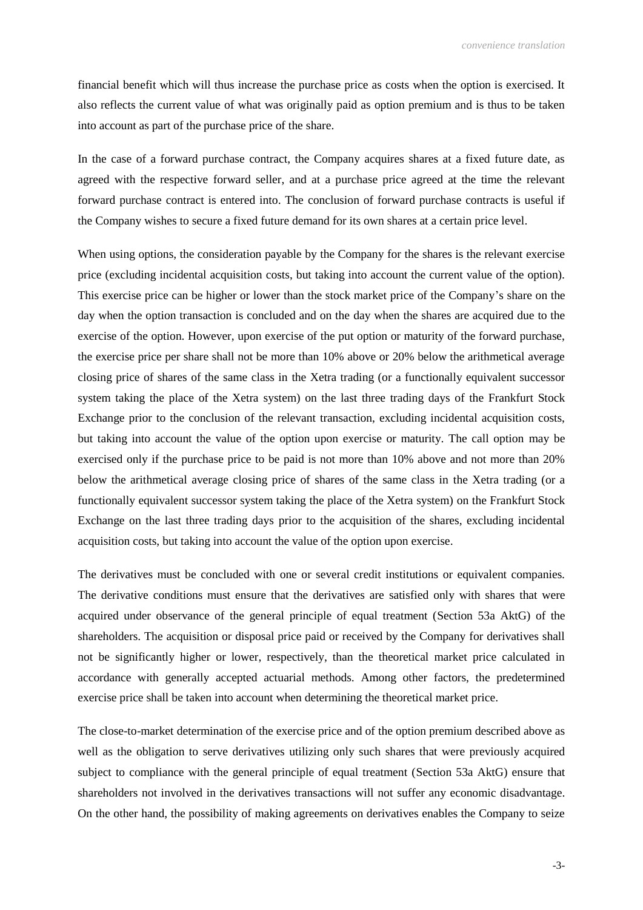financial benefit which will thus increase the purchase price as costs when the option is exercised. It also reflects the current value of what was originally paid as option premium and is thus to be taken into account as part of the purchase price of the share.

In the case of a forward purchase contract, the Company acquires shares at a fixed future date, as agreed with the respective forward seller, and at a purchase price agreed at the time the relevant forward purchase contract is entered into. The conclusion of forward purchase contracts is useful if the Company wishes to secure a fixed future demand for its own shares at a certain price level.

When using options, the consideration payable by the Company for the shares is the relevant exercise price (excluding incidental acquisition costs, but taking into account the current value of the option). This exercise price can be higher or lower than the stock market price of the Company's share on the day when the option transaction is concluded and on the day when the shares are acquired due to the exercise of the option. However, upon exercise of the put option or maturity of the forward purchase, the exercise price per share shall not be more than 10% above or 20% below the arithmetical average closing price of shares of the same class in the Xetra trading (or a functionally equivalent successor system taking the place of the Xetra system) on the last three trading days of the Frankfurt Stock Exchange prior to the conclusion of the relevant transaction, excluding incidental acquisition costs, but taking into account the value of the option upon exercise or maturity. The call option may be exercised only if the purchase price to be paid is not more than 10% above and not more than 20% below the arithmetical average closing price of shares of the same class in the Xetra trading (or a functionally equivalent successor system taking the place of the Xetra system) on the Frankfurt Stock Exchange on the last three trading days prior to the acquisition of the shares, excluding incidental acquisition costs, but taking into account the value of the option upon exercise.

The derivatives must be concluded with one or several credit institutions or equivalent companies. The derivative conditions must ensure that the derivatives are satisfied only with shares that were acquired under observance of the general principle of equal treatment (Section 53a AktG) of the shareholders. The acquisition or disposal price paid or received by the Company for derivatives shall not be significantly higher or lower, respectively, than the theoretical market price calculated in accordance with generally accepted actuarial methods. Among other factors, the predetermined exercise price shall be taken into account when determining the theoretical market price.

The close-to-market determination of the exercise price and of the option premium described above as well as the obligation to serve derivatives utilizing only such shares that were previously acquired subject to compliance with the general principle of equal treatment (Section 53a AktG) ensure that shareholders not involved in the derivatives transactions will not suffer any economic disadvantage. On the other hand, the possibility of making agreements on derivatives enables the Company to seize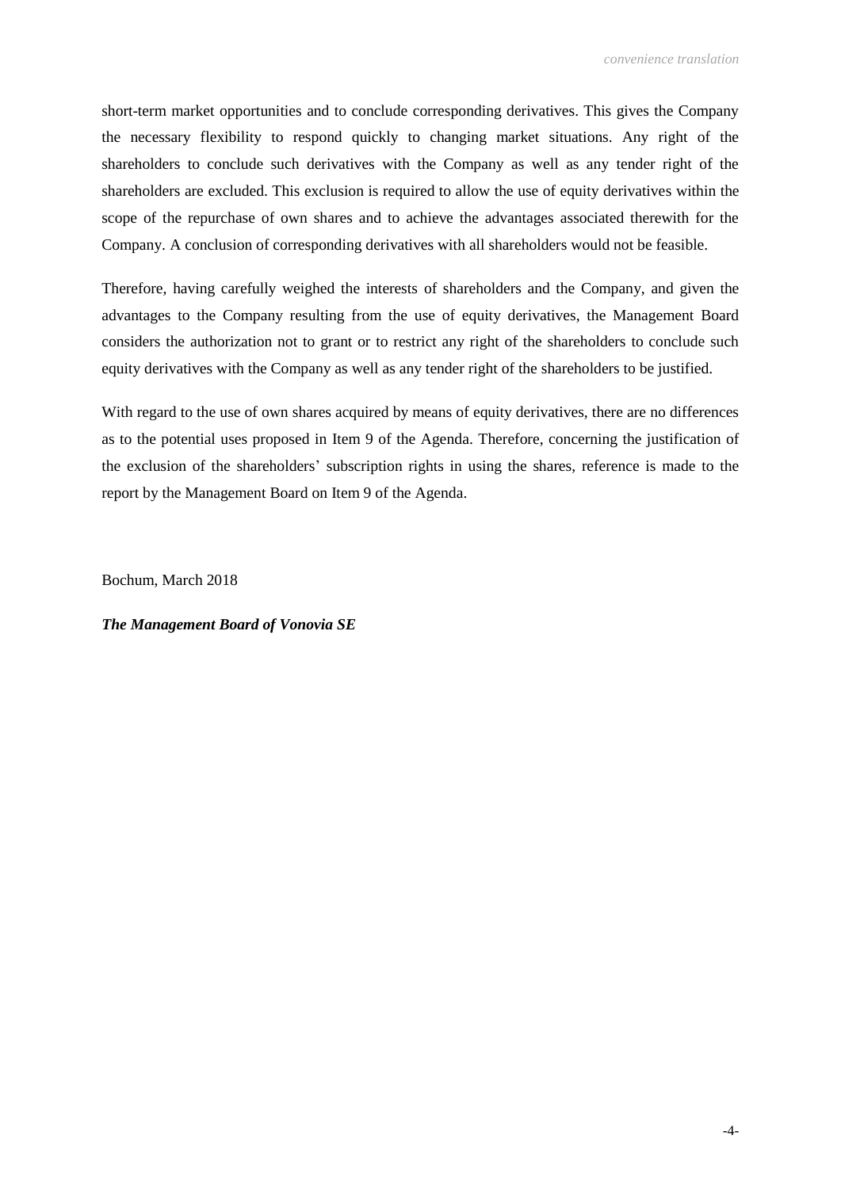short-term market opportunities and to conclude corresponding derivatives. This gives the Company the necessary flexibility to respond quickly to changing market situations. Any right of the shareholders to conclude such derivatives with the Company as well as any tender right of the shareholders are excluded. This exclusion is required to allow the use of equity derivatives within the scope of the repurchase of own shares and to achieve the advantages associated therewith for the Company. A conclusion of corresponding derivatives with all shareholders would not be feasible.

Therefore, having carefully weighed the interests of shareholders and the Company, and given the advantages to the Company resulting from the use of equity derivatives, the Management Board considers the authorization not to grant or to restrict any right of the shareholders to conclude such equity derivatives with the Company as well as any tender right of the shareholders to be justified.

With regard to the use of own shares acquired by means of equity derivatives, there are no differences as to the potential uses proposed in Item 9 of the Agenda. Therefore, concerning the justification of the exclusion of the shareholders' subscription rights in using the shares, reference is made to the report by the Management Board on Item 9 of the Agenda.

Bochum, March 2018

***The Management Board of Vonovia SE***